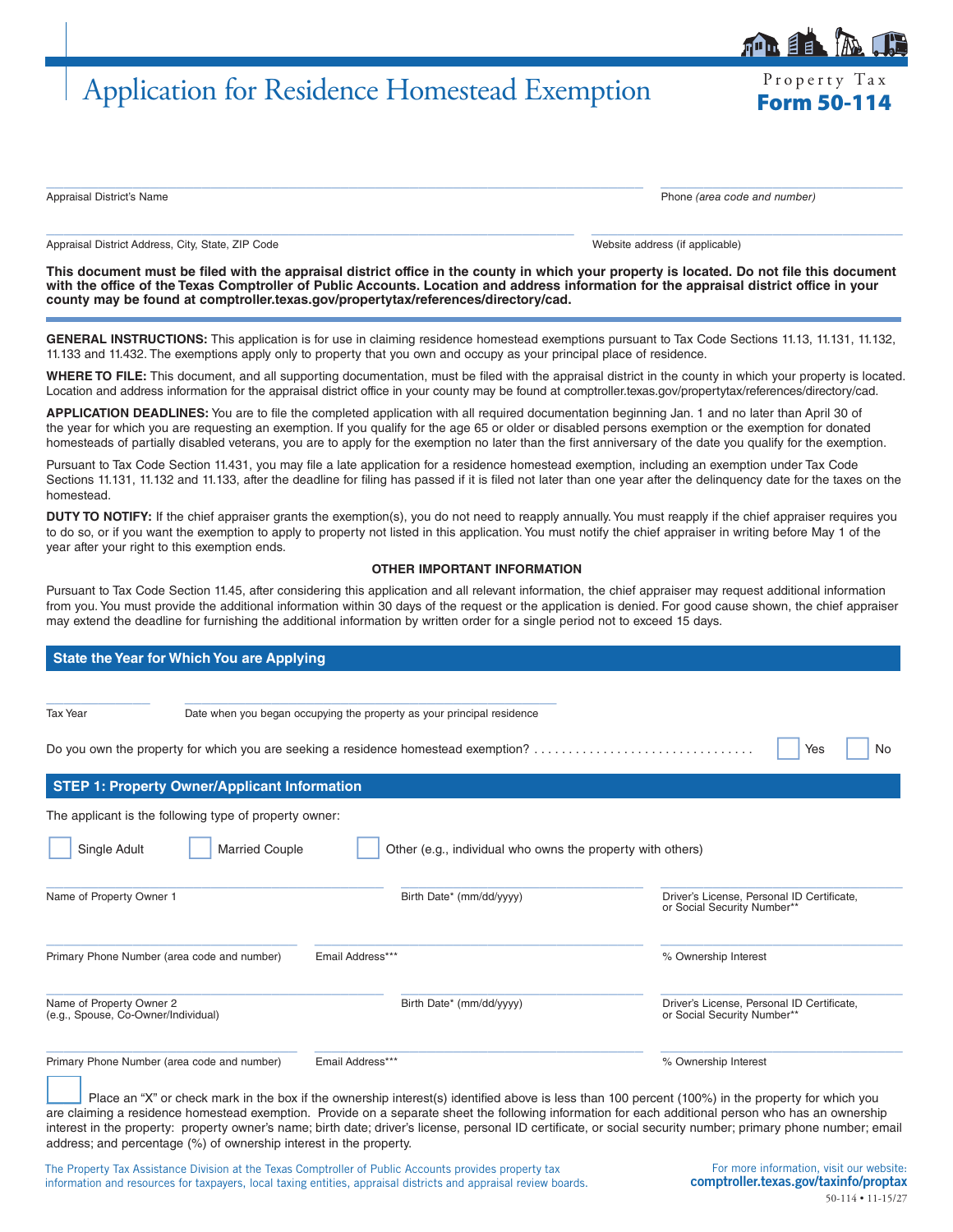# Application for Residence Homestead Exemption

**Property Tax**
**Form 50-114**

Appraisal District's Name

Phone *(area code and number)*

Appraisal District Address, City, State, ZIP Code

Website address (if applicable)

**This document must be filed with the appraisal district office in the county in which your property is located. Do not file this document with the office of the Texas Comptroller of Public Accounts. Location and address information for the appraisal district office in your county may be found at comptroller.texas.gov/propertytax/references/directory/cad.**

**GENERAL INSTRUCTIONS:** This application is for use in claiming residence homestead exemptions pursuant to Tax Code Sections 11.13, 11.131, 11.132, 11.133 and 11.432. The exemptions apply only to property that you own and occupy as your principal place of residence.

**WHERE TO FILE:** This document, and all supporting documentation, must be filed with the appraisal district in the county in which your property is located. Location and address information for the appraisal district office in your county may be found at comptroller.texas.gov/propertytax/references/directory/cad.

**APPLICATION DEADLINES:** You are to file the completed application with all required documentation beginning Jan. 1 and no later than April 30 of the year for which you are requesting an exemption. If you qualify for the age 65 or older or disabled persons exemption or the exemption for donated homesteads of partially disabled veterans, you are to apply for the exemption no later than the first anniversary of the date you qualify for the exemption.

Pursuant to Tax Code Section 11.431, you may file a late application for a residence homestead exemption, including an exemption under Tax Code Sections 11.131, 11.132 and 11.133, after the deadline for filing has passed if it is filed not later than one year after the delinquency date for the taxes on the homestead.

**DUTY TO NOTIFY:** If the chief appraiser grants the exemption(s), you do not need to reapply annually. You must reapply if the chief appraiser requires you to do so, or if you want the exemption to apply to property not listed in this application. You must notify the chief appraiser in writing before May 1 of the year after your right to this exemption ends.

**OTHER IMPORTANT INFORMATION**

Pursuant to Tax Code Section 11.45, after considering this application and all relevant information, the chief appraiser may request additional information from you. You must provide the additional information within 30 days of the request or the application is denied. For good cause shown, the chief appraiser may extend the deadline for furnishing the additional information by written order for a single period not to exceed 15 days.

## State the Year for Which You are Applying

Tax Year

Date when you began occupying the property as your principal residence

Do you own the property for which you are seeking a residence homestead exemption? . . . . . . . . . . . . . . . . . . . . . . . . . . . . . . . ☐ Yes ☐ No

## STEP 1: Property Owner/Applicant Information

The applicant is the following type of property owner:

☐ Single Adult ☐ Married Couple ☐ Other (e.g., individual who owns the property with others)

Name of Property Owner 1

Birth Date* (mm/dd/yyyy)

Driver's License, Personal ID Certificate, or Social Security Number**

Primary Phone Number (area code and number)

Email Address***

% Ownership Interest

Name of Property Owner 2 (e.g., Spouse, Co-Owner/Individual)

Birth Date* (mm/dd/yyyy)

Driver's License, Personal ID Certificate, or Social Security Number**

Primary Phone Number (area code and number)

Email Address***

% Ownership Interest

☐ Place an "X" or check mark in the box if the ownership interest(s) identified above is less than 100 percent (100%) in the property for which you are claiming a residence homestead exemption. Provide on a separate sheet the following information for each additional person who has an ownership interest in the property: property owner's name; birth date; driver's license, personal ID certificate, or social security number; primary phone number; email address; and percentage (%) of ownership interest in the property.

The Property Tax Assistance Division at the Texas Comptroller of Public Accounts provides property tax information and resources for taxpayers, local taxing entities, appraisal districts and appraisal review boards.

For more information, visit our website: **comptroller.texas.gov/taxinfo/proptax**

50-114 • 11-15/27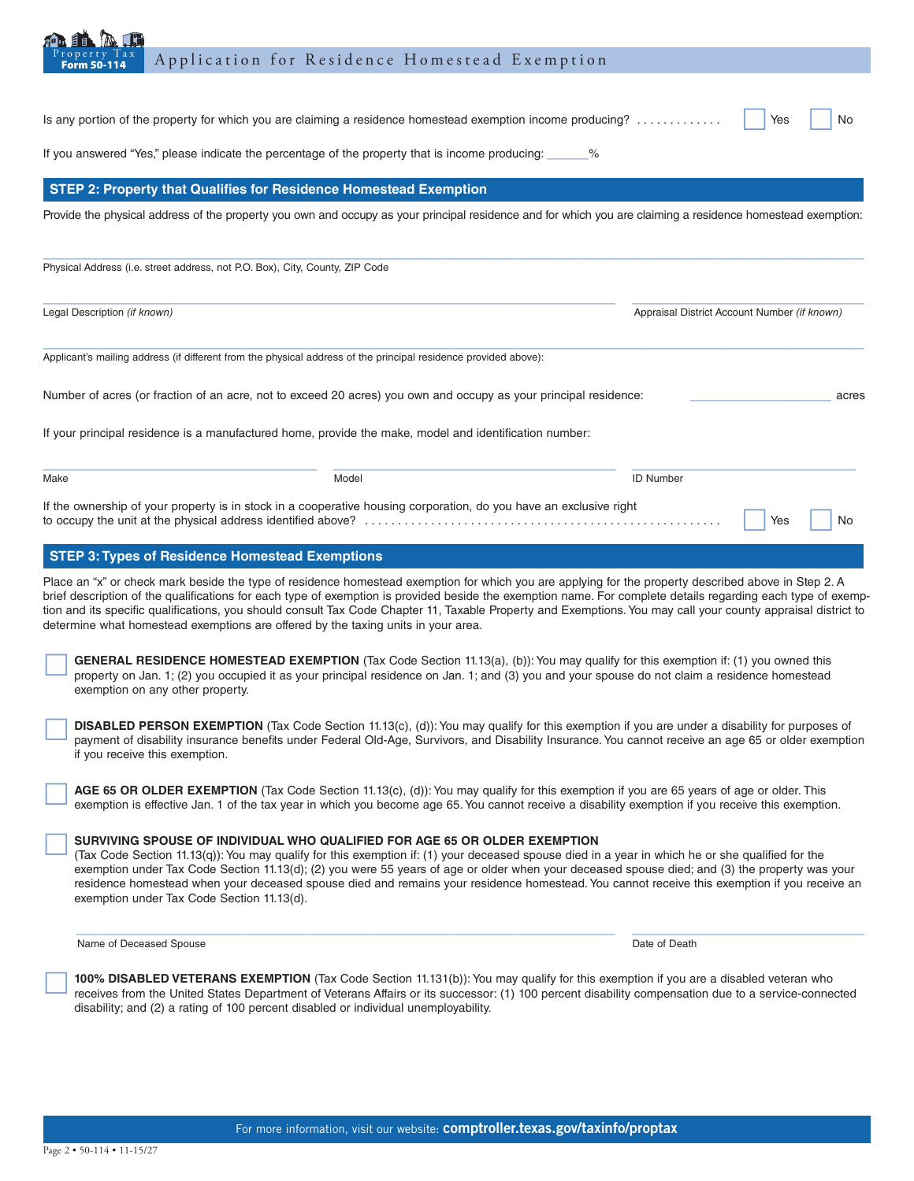Is any portion of the property for which you are claiming a residence homestead exemption income producing? ☐ Yes ☐ No

If you answered "Yes," please indicate the percentage of the property that is income producing: ______%

## STEP 2: Property that Qualifies for Residence Homestead Exemption

Provide the physical address of the property you own and occupy as your principal residence and for which you are claiming a residence homestead exemption:

Physical Address (i.e. street address, not P.O. Box), City, County, ZIP Code

Legal Description *(if known)*

Appraisal District Account Number *(if known)*

Applicant's mailing address (if different from the physical address of the principal residence provided above):

Number of acres (or fraction of an acre, not to exceed 20 acres) you own and occupy as your principal residence: ____________ acres

If your principal residence is a manufactured home, provide the make, model and identification number:

Make | Model | ID Number

If the ownership of your property is in stock in a cooperative housing corporation, do you have an exclusive right to occupy the unit at the physical address identified above? ☐ Yes ☐ No

## STEP 3: Types of Residence Homestead Exemptions

Place an "x" or check mark beside the type of residence homestead exemption for which you are applying for the property described above in Step 2. A brief description of the qualifications for each type of exemption is provided beside the exemption name. For complete details regarding each type of exemption and its specific qualifications, you should consult Tax Code Chapter 11, Taxable Property and Exemptions. You may call your county appraisal district to determine what homestead exemptions are offered by the taxing units in your area.

☐ **GENERAL RESIDENCE HOMESTEAD EXEMPTION** (Tax Code Section 11.13(a), (b)): You may qualify for this exemption if: (1) you owned this property on Jan. 1; (2) you occupied it as your principal residence on Jan. 1; and (3) you and your spouse do not claim a residence homestead exemption on any other property.

☐ **DISABLED PERSON EXEMPTION** (Tax Code Section 11.13(c), (d)): You may qualify for this exemption if you are under a disability for purposes of payment of disability insurance benefits under Federal Old-Age, Survivors, and Disability Insurance. You cannot receive an age 65 or older exemption if you receive this exemption.

☐ **AGE 65 OR OLDER EXEMPTION** (Tax Code Section 11.13(c), (d)): You may qualify for this exemption if you are 65 years of age or older. This exemption is effective Jan. 1 of the tax year in which you become age 65. You cannot receive a disability exemption if you receive this exemption.

☐ **SURVIVING SPOUSE OF INDIVIDUAL WHO QUALIFIED FOR AGE 65 OR OLDER EXEMPTION** (Tax Code Section 11.13(q)): You may qualify for this exemption if: (1) your deceased spouse died in a year in which he or she qualified for the exemption under Tax Code Section 11.13(d); (2) you were 55 years of age or older when your deceased spouse died; and (3) the property was your residence homestead when your deceased spouse died and remains your residence homestead. You cannot receive this exemption if you receive an exemption under Tax Code Section 11.13(d).

Name of Deceased Spouse | Date of Death

☐ **100% DISABLED VETERANS EXEMPTION** (Tax Code Section 11.131(b)): You may qualify for this exemption if you are a disabled veteran who receives from the United States Department of Veterans Affairs or its successor: (1) 100 percent disability compensation due to a service-connected disability; and (2) a rating of 100 percent disabled or individual unemployability.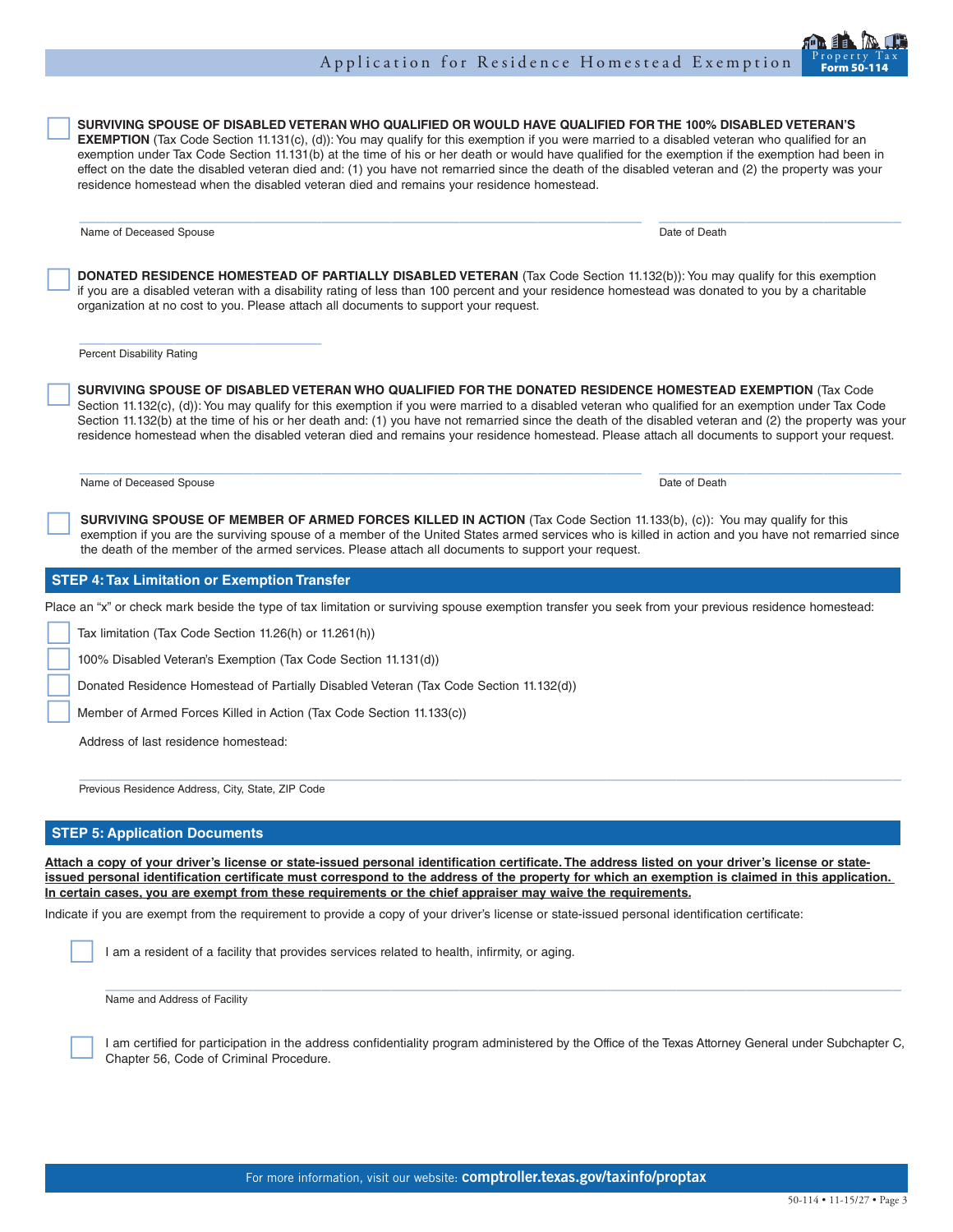- [ ] **SURVIVING SPOUSE OF DISABLED VETERAN WHO QUALIFIED OR WOULD HAVE QUALIFIED FOR THE 100% DISABLED VETERAN'S EXEMPTION** (Tax Code Section 11.131(c), (d)): You may qualify for this exemption if you were married to a disabled veteran who qualified for an exemption under Tax Code Section 11.131(b) at the time of his or her death or would have qualified for the exemption if the exemption had been in effect on the date the disabled veteran died and: (1) you have not remarried since the death of the disabled veteran and (2) the property was your residence homestead when the disabled veteran died and remains your residence homestead.

Name of Deceased Spouse ______________________ Date of Death ______________

- [ ] **DONATED RESIDENCE HOMESTEAD OF PARTIALLY DISABLED VETERAN** (Tax Code Section 11.132(b)): You may qualify for this exemption if you are a disabled veteran with a disability rating of less than 100 percent and your residence homestead was donated to you by a charitable organization at no cost to you. Please attach all documents to support your request.

Percent Disability Rating ______________

- [ ] **SURVIVING SPOUSE OF DISABLED VETERAN WHO QUALIFIED FOR THE DONATED RESIDENCE HOMESTEAD EXEMPTION** (Tax Code Section 11.132(c), (d)): You may qualify for this exemption if you were married to a disabled veteran who qualified for an exemption under Tax Code Section 11.132(b) at the time of his or her death and: (1) you have not remarried since the death of the disabled veteran and (2) the property was your residence homestead when the disabled veteran died and remains your residence homestead. Please attach all documents to support your request.

Name of Deceased Spouse ______________________ Date of Death ______________

- [ ] **SURVIVING SPOUSE OF MEMBER OF ARMED FORCES KILLED IN ACTION** (Tax Code Section 11.133(b), (c)): You may qualify for this exemption if you are the surviving spouse of a member of the United States armed services who is killed in action and you have not remarried since the death of the member of the armed services. Please attach all documents to support your request.

## STEP 4: Tax Limitation or Exemption Transfer

Place an "x" or check mark beside the type of tax limitation or surviving spouse exemption transfer you seek from your previous residence homestead:

- [ ] Tax limitation (Tax Code Section 11.26(h) or 11.261(h))
- [ ] 100% Disabled Veteran's Exemption (Tax Code Section 11.131(d))
- [ ] Donated Residence Homestead of Partially Disabled Veteran (Tax Code Section 11.132(d))
- [ ] Member of Armed Forces Killed in Action (Tax Code Section 11.133(c))

Address of last residence homestead:

Previous Residence Address, City, State, ZIP Code ______________________

## STEP 5: Application Documents

**Attach a copy of your driver's license or state-issued personal identification certificate. The address listed on your driver's license or state-issued personal identification certificate must correspond to the address of the property for which an exemption is claimed in this application. In certain cases, you are exempt from these requirements or the chief appraiser may waive the requirements.**

Indicate if you are exempt from the requirement to provide a copy of your driver's license or state-issued personal identification certificate:

- [ ] I am a resident of a facility that provides services related to health, infirmity, or aging.

Name and Address of Facility ______________________

- [ ] I am certified for participation in the address confidentiality program administered by the Office of the Texas Attorney General under Subchapter C, Chapter 56, Code of Criminal Procedure.

For more information, visit our website: **comptroller.texas.gov/taxinfo/proptax**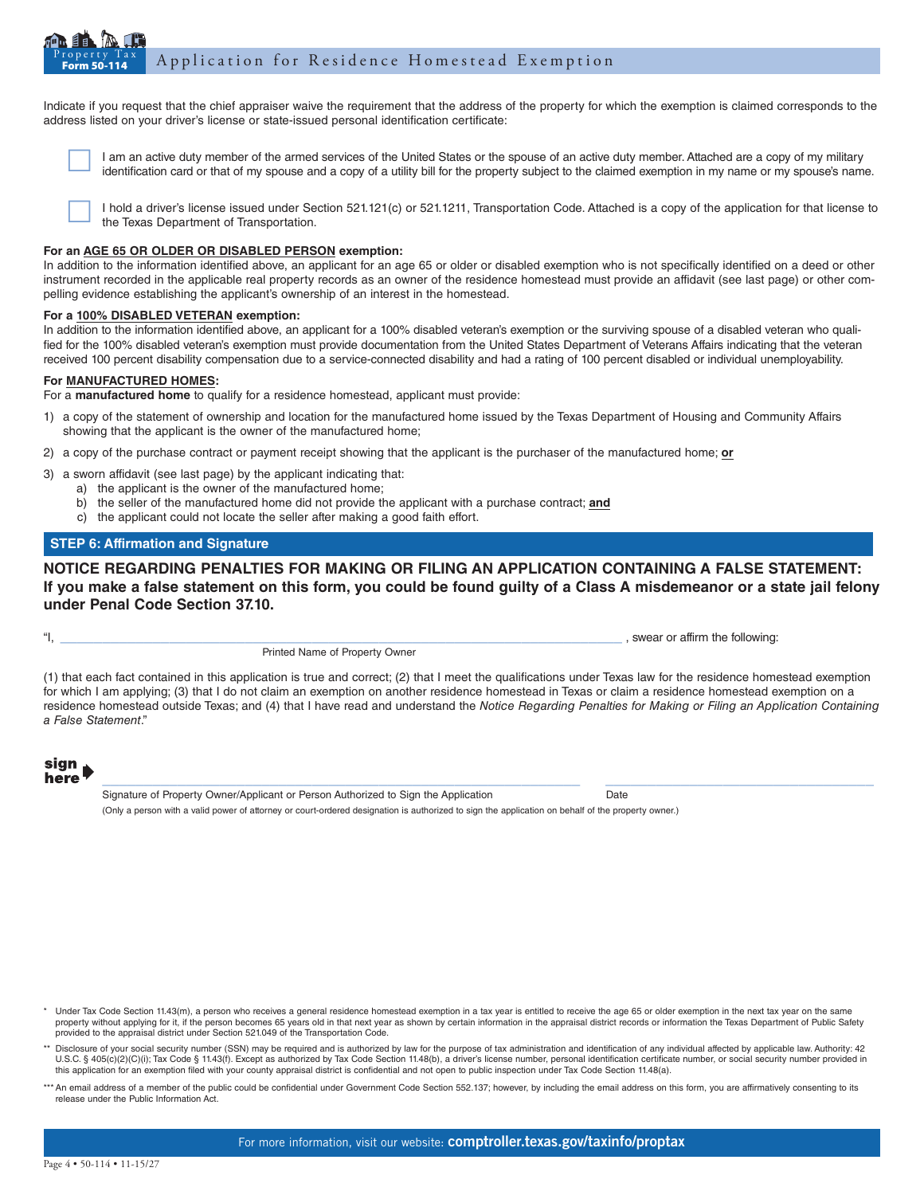Indicate if you request that the chief appraiser waive the requirement that the address of the property for which the exemption is claimed corresponds to the address listed on your driver's license or state-issued personal identification certificate:

☐ I am an active duty member of the armed services of the United States or the spouse of an active duty member. Attached are a copy of my military identification card or that of my spouse and a copy of a utility bill for the property subject to the claimed exemption in my name or my spouse's name.

☐ I hold a driver's license issued under Section 521.121(c) or 521.1211, Transportation Code. Attached is a copy of the application for that license to the Texas Department of Transportation.

**For an AGE 65 OR OLDER OR DISABLED PERSON exemption:**
In addition to the information identified above, an applicant for an age 65 or older or disabled exemption who is not specifically identified on a deed or other instrument recorded in the applicable real property records as an owner of the residence homestead must provide an affidavit (see last page) or other compelling evidence establishing the applicant's ownership of an interest in the homestead.

**For a 100% DISABLED VETERAN exemption:**
In addition to the information identified above, an applicant for a 100% disabled veteran's exemption or the surviving spouse of a disabled veteran who qualified for the 100% disabled veteran's exemption must provide documentation from the United States Department of Veterans Affairs indicating that the veteran received 100 percent disability compensation due to a service-connected disability and had a rating of 100 percent disabled or individual unemployability.

**For MANUFACTURED HOMES:**
For a **manufactured home** to qualify for a residence homestead, applicant must provide:

1) a copy of the statement of ownership and location for the manufactured home issued by the Texas Department of Housing and Community Affairs showing that the applicant is the owner of the manufactured home;
2) a copy of the purchase contract or payment receipt showing that the applicant is the purchaser of the manufactured home; **or**
3) a sworn affidavit (see last page) by the applicant indicating that:
   a) the applicant is the owner of the manufactured home;
   b) the seller of the manufactured home did not provide the applicant with a purchase contract; **and**
   c) the applicant could not locate the seller after making a good faith effort.

## STEP 6: Affirmation and Signature

**NOTICE REGARDING PENALTIES FOR MAKING OR FILING AN APPLICATION CONTAINING A FALSE STATEMENT: If you make a false statement on this form, you could be found guilty of a Class A misdemeanor or a state jail felony under Penal Code Section 37.10.**

"I, ______________________________ , swear or affirm the following:
Printed Name of Property Owner

(1) that each fact contained in this application is true and correct; (2) that I meet the qualifications under Texas law for the residence homestead exemption for which I am applying; (3) that I do not claim an exemption on another residence homestead in Texas or claim a residence homestead exemption on a residence homestead outside Texas; and (4) that I have read and understand the *Notice Regarding Penalties for Making or Filing an Application Containing a False Statement*."

**sign here** ➡ ______________________________ ______________________________

Signature of Property Owner/Applicant or Person Authorized to Sign the Application — Date

(Only a person with a valid power of attorney or court-ordered designation is authorized to sign the application on behalf of the property owner.)

* Under Tax Code Section 11.43(m), a person who receives a general residence homestead exemption in a tax year is entitled to receive the age 65 or older exemption in the next tax year on the same property without applying for it, if the person becomes 65 years old in that next year as shown by certain information in the appraisal district records or information the Texas Department of Public Safety provided to the appraisal district under Section 521.049 of the Transportation Code.

** Disclosure of your social security number (SSN) may be required and is authorized by law for the purpose of tax administration and identification of any individual affected by applicable law. Authority: 42 U.S.C. § 405(c)(2)(C)(i); Tax Code § 11.43(f). Except as authorized by Tax Code Section 11.48(b), a driver's license number, personal identification certificate number, or social security number provided in this application for an exemption filed with your county appraisal district is confidential and not open to public inspection under Tax Code Section 11.48(a).

*** An email address of a member of the public could be confidential under Government Code Section 552.137; however, by including the email address on this form, you are affirmatively consenting to its release under the Public Information Act.

For more information, visit our website: **comptroller.texas.gov/taxinfo/proptax**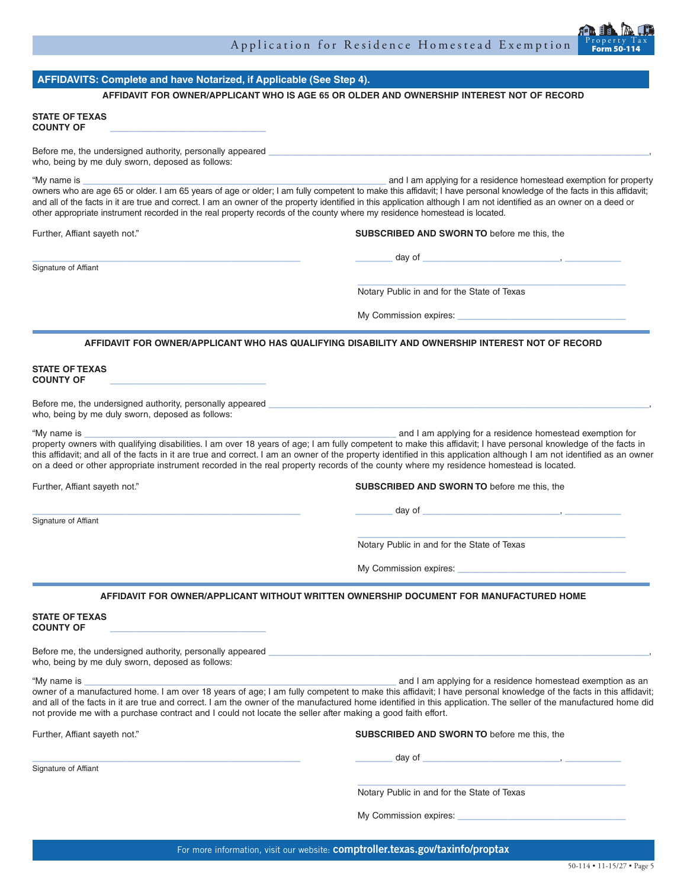## AFFIDAVITS: Complete and have Notarized, if Applicable (See Step 4).

### AFFIDAVIT FOR OWNER/APPLICANT WHO IS AGE 65 OR OLDER AND OWNERSHIP INTEREST NOT OF RECORD

**STATE OF TEXAS**
**COUNTY OF** ______________________________

Before me, the undersigned authority, personally appeared ________________________________________________________________________, who, being by me duly sworn, deposed as follows:

"My name is ____________________________________________________________ and I am applying for a residence homestead exemption for property owners who are age 65 or older. I am 65 years of age or older; I am fully competent to make this affidavit; I have personal knowledge of the facts in this affidavit; and all of the facts in it are true and correct. I am an owner of the property identified in this application although I am not identified as an owner on a deed or other appropriate instrument recorded in the real property records of the county where my residence homestead is located.

Further, Affiant sayeth not."

_____________________________________________________
Signature of Affiant

**SUBSCRIBED AND SWORN TO** before me this, the

_______ day of ___________________________, ___________

_____________________________________________________
Notary Public in and for the State of Texas

My Commission expires: _________________________________

### AFFIDAVIT FOR OWNER/APPLICANT WHO HAS QUALIFYING DISABILITY AND OWNERSHIP INTEREST NOT OF RECORD

**STATE OF TEXAS**
**COUNTY OF** ______________________________

Before me, the undersigned authority, personally appeared ________________________________________________________________________, who, being by me duly sworn, deposed as follows:

"My name is ____________________________________________________________ and I am applying for a residence homestead exemption for property owners with qualifying disabilities. I am over 18 years of age; I am fully competent to make this affidavit; I have personal knowledge of the facts in this affidavit; and all of the facts in it are true and correct. I am an owner of the property identified in this application although I am not identified as an owner on a deed or other appropriate instrument recorded in the real property records of the county where my residence homestead is located.

Further, Affiant sayeth not."

_____________________________________________________
Signature of Affiant

**SUBSCRIBED AND SWORN TO** before me this, the

_______ day of ___________________________, ___________

_____________________________________________________
Notary Public in and for the State of Texas

My Commission expires: _________________________________

### AFFIDAVIT FOR OWNER/APPLICANT WITHOUT WRITTEN OWNERSHIP DOCUMENT FOR MANUFACTURED HOME

**STATE OF TEXAS**
**COUNTY OF** ______________________________

Before me, the undersigned authority, personally appeared ________________________________________________________________________, who, being by me duly sworn, deposed as follows:

"My name is ____________________________________________________________ and I am applying for a residence homestead exemption as an owner of a manufactured home. I am over 18 years of age; I am fully competent to make this affidavit; I have personal knowledge of the facts in this affidavit; and all of the facts in it are true and correct. I am the owner of the manufactured home identified in this application. The seller of the manufactured home did not provide me with a purchase contract and I could not locate the seller after making a good faith effort.

Further, Affiant sayeth not."

_____________________________________________________
Signature of Affiant

**SUBSCRIBED AND SWORN TO** before me this, the

_______ day of ___________________________, ___________

_____________________________________________________
Notary Public in and for the State of Texas

My Commission expires: _________________________________

For more information, visit our website: **comptroller.texas.gov/taxinfo/proptax**